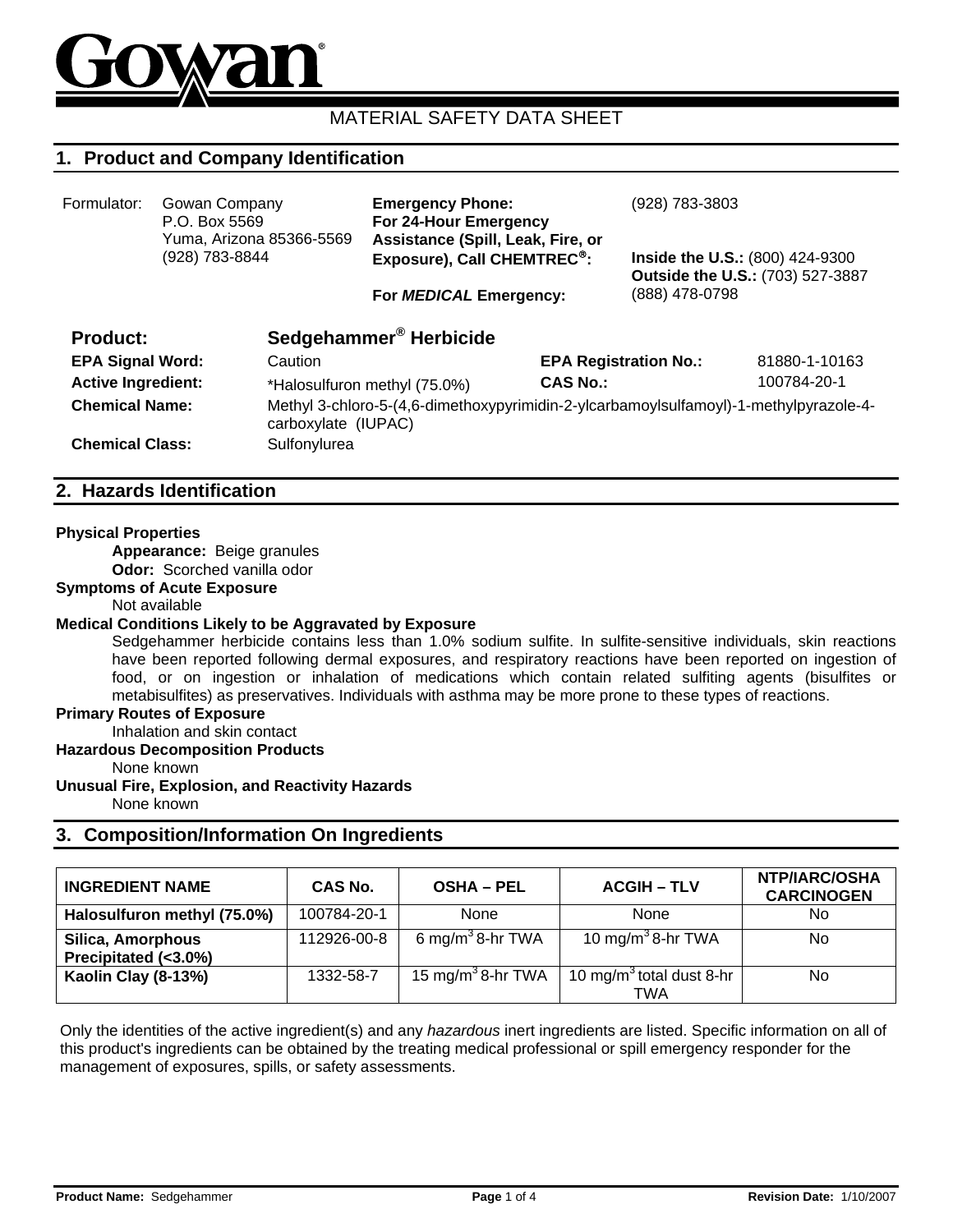Gowan®

# MATERIAL SAFETY DATA SHEET

## 1. Product and Company Identification

**Formulator:** Gowan Company
P.O. Box 5569
Yuma, Arizona 85366-5569
(928) 783-8844

**Emergency Phone:** (928) 783-3803

**For 24-Hour Emergency Assistance (Spill, Leak, Fire, or Exposure), Call CHEMTREC®:**
**Inside the U.S.:** (800) 424-9300
**Outside the U.S.:** (703) 527-3887

**For *MEDICAL* Emergency:** (888) 478-0798

| | | | |
|---|---|---|---|
| **Product:** | **Sedgehammer® Herbicide** | | |
| **EPA Signal Word:** | Caution | **EPA Registration No.:** | 81880-1-10163 |
| **Active Ingredient:** | *Halosulfuron methyl (75.0%) | **CAS No.:** | 100784-20-1 |
| **Chemical Name:** | Methyl 3-chloro-5-(4,6-dimethoxypyrimidin-2-ylcarbamoylsulfamoyl)-1-methylpyrazole-4-carboxylate (IUPAC) | | |
| **Chemical Class:** | Sulfonylurea | | |

## 2. Hazards Identification

**Physical Properties**
- **Appearance:** Beige granules
- **Odor:** Scorched vanilla odor

**Symptoms of Acute Exposure**
Not available

**Medical Conditions Likely to be Aggravated by Exposure**
Sedgehammer herbicide contains less than 1.0% sodium sulfite. In sulfite-sensitive individuals, skin reactions have been reported following dermal exposures, and respiratory reactions have been reported on ingestion of food, or on ingestion or inhalation of medications which contain related sulfiting agents (bisulfites or metabisulfites) as preservatives. Individuals with asthma may be more prone to these types of reactions.

**Primary Routes of Exposure**
Inhalation and skin contact

**Hazardous Decomposition Products**
None known

**Unusual Fire, Explosion, and Reactivity Hazards**
None known

## 3. Composition/Information On Ingredients

| INGREDIENT NAME | CAS No. | OSHA – PEL | ACGIH – TLV | NTP/IARC/OSHA CARCINOGEN |
|---|---|---|---|---|
| **Halosulfuron methyl (75.0%)** | 100784-20-1 | None | None | No |
| **Silica, Amorphous Precipitated (<3.0%)** | 112926-00-8 | 6 $mg/m^3$ 8-hr TWA | 10 $mg/m^3$ 8-hr TWA | No |
| **Kaolin Clay (8-13%)** | 1332-58-7 | 15 $mg/m^3$ 8-hr TWA | 10 $mg/m^3$ total dust 8-hr TWA | No |

Only the identities of the active ingredient(s) and any *hazardous* inert ingredients are listed. Specific information on all of this product's ingredients can be obtained by the treating medical professional or spill emergency responder for the management of exposures, spills, or safety assessments.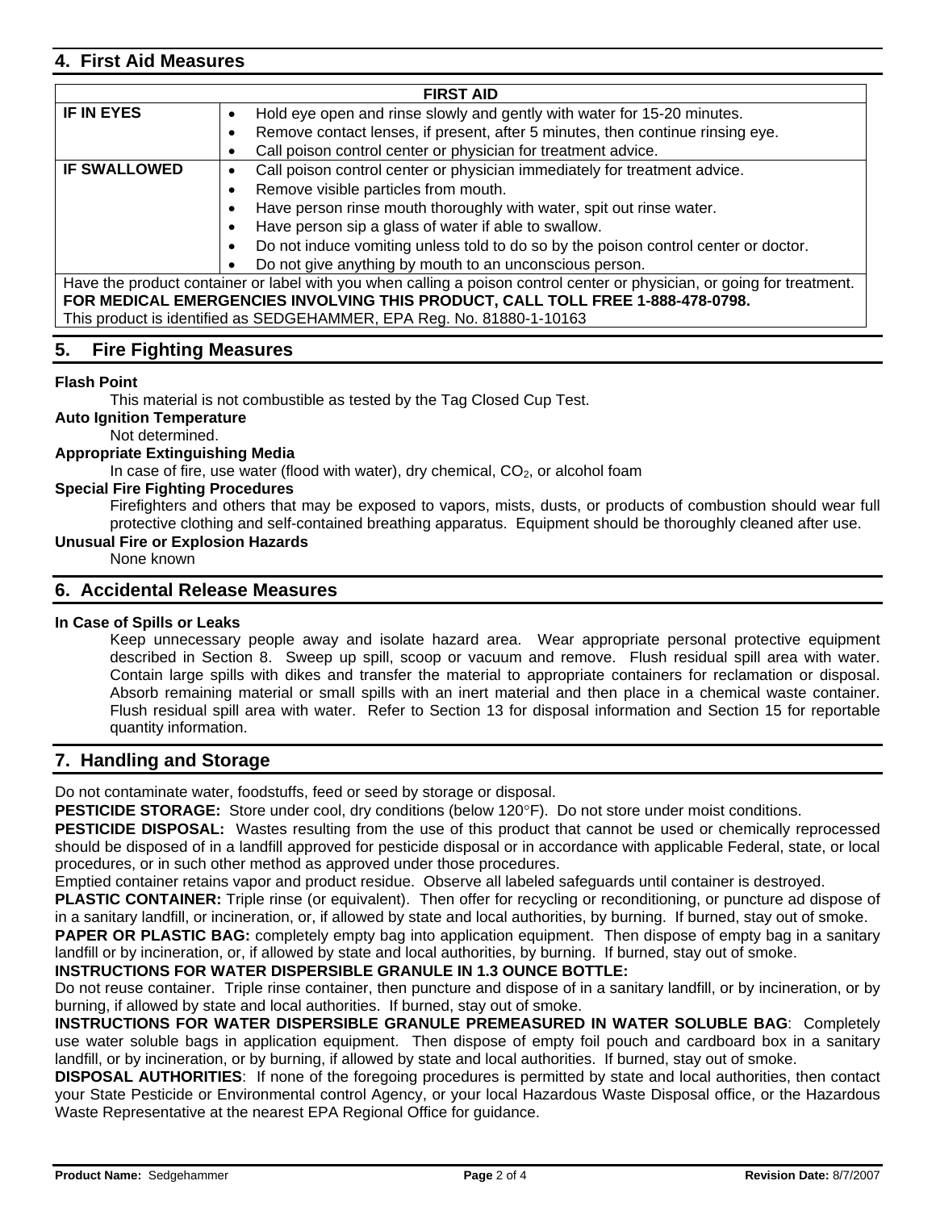## 4. First Aid Measures

| FIRST AID | |
|---|---|
| **IF IN EYES** | • Hold eye open and rinse slowly and gently with water for 15-20 minutes.<br>• Remove contact lenses, if present, after 5 minutes, then continue rinsing eye.<br>• Call poison control center or physician for treatment advice. |
| **IF SWALLOWED** | • Call poison control center or physician immediately for treatment advice.<br>• Remove visible particles from mouth.<br>• Have person rinse mouth thoroughly with water, spit out rinse water.<br>• Have person sip a glass of water if able to swallow.<br>• Do not induce vomiting unless told to do so by the poison control center or doctor.<br>• Do not give anything by mouth to an unconscious person. |
| Have the product container or label with you when calling a poison control center or physician, or going for treatment.<br>**FOR MEDICAL EMERGENCIES INVOLVING THIS PRODUCT, CALL TOLL FREE 1-888-478-0798.**<br>This product is identified as SEDGEHAMMER, EPA Reg. No. 81880-1-10163 | |

## 5. Fire Fighting Measures

**Flash Point**

This material is not combustible as tested by the Tag Closed Cup Test.

**Auto Ignition Temperature**

Not determined.

**Appropriate Extinguishing Media**

In case of fire, use water (flood with water), dry chemical, $CO_2$, or alcohol foam

**Special Fire Fighting Procedures**

Firefighters and others that may be exposed to vapors, mists, dusts, or products of combustion should wear full protective clothing and self-contained breathing apparatus. Equipment should be thoroughly cleaned after use.

**Unusual Fire or Explosion Hazards**

None known

## 6. Accidental Release Measures

**In Case of Spills or Leaks**

Keep unnecessary people away and isolate hazard area. Wear appropriate personal protective equipment described in Section 8. Sweep up spill, scoop or vacuum and remove. Flush residual spill area with water. Contain large spills with dikes and transfer the material to appropriate containers for reclamation or disposal. Absorb remaining material or small spills with an inert material and then place in a chemical waste container. Flush residual spill area with water. Refer to Section 13 for disposal information and Section 15 for reportable quantity information.

## 7. Handling and Storage

Do not contaminate water, foodstuffs, feed or seed by storage or disposal.

**PESTICIDE STORAGE:** Store under cool, dry conditions (below 120°F). Do not store under moist conditions.

**PESTICIDE DISPOSAL:** Wastes resulting from the use of this product that cannot be used or chemically reprocessed should be disposed of in a landfill approved for pesticide disposal or in accordance with applicable Federal, state, or local procedures, or in such other method as approved under those procedures.

Emptied container retains vapor and product residue. Observe all labeled safeguards until container is destroyed.

**PLASTIC CONTAINER:** Triple rinse (or equivalent). Then offer for recycling or reconditioning, or puncture ad dispose of in a sanitary landfill, or incineration, or, if allowed by state and local authorities, by burning. If burned, stay out of smoke.

**PAPER OR PLASTIC BAG:** completely empty bag into application equipment. Then dispose of empty bag in a sanitary landfill or by incineration, or, if allowed by state and local authorities, by burning. If burned, stay out of smoke.

**INSTRUCTIONS FOR WATER DISPERSIBLE GRANULE IN 1.3 OUNCE BOTTLE:**

Do not reuse container. Triple rinse container, then puncture and dispose of in a sanitary landfill, or by incineration, or by burning, if allowed by state and local authorities. If burned, stay out of smoke.

**INSTRUCTIONS FOR WATER DISPERSIBLE GRANULE PREMEASURED IN WATER SOLUBLE BAG**: Completely use water soluble bags in application equipment. Then dispose of empty foil pouch and cardboard box in a sanitary landfill, or by incineration, or by burning, if allowed by state and local authorities. If burned, stay out of smoke.

**DISPOSAL AUTHORITIES**: If none of the foregoing procedures is permitted by state and local authorities, then contact your State Pesticide or Environmental control Agency, or your local Hazardous Waste Disposal office, or the Hazardous Waste Representative at the nearest EPA Regional Office for guidance.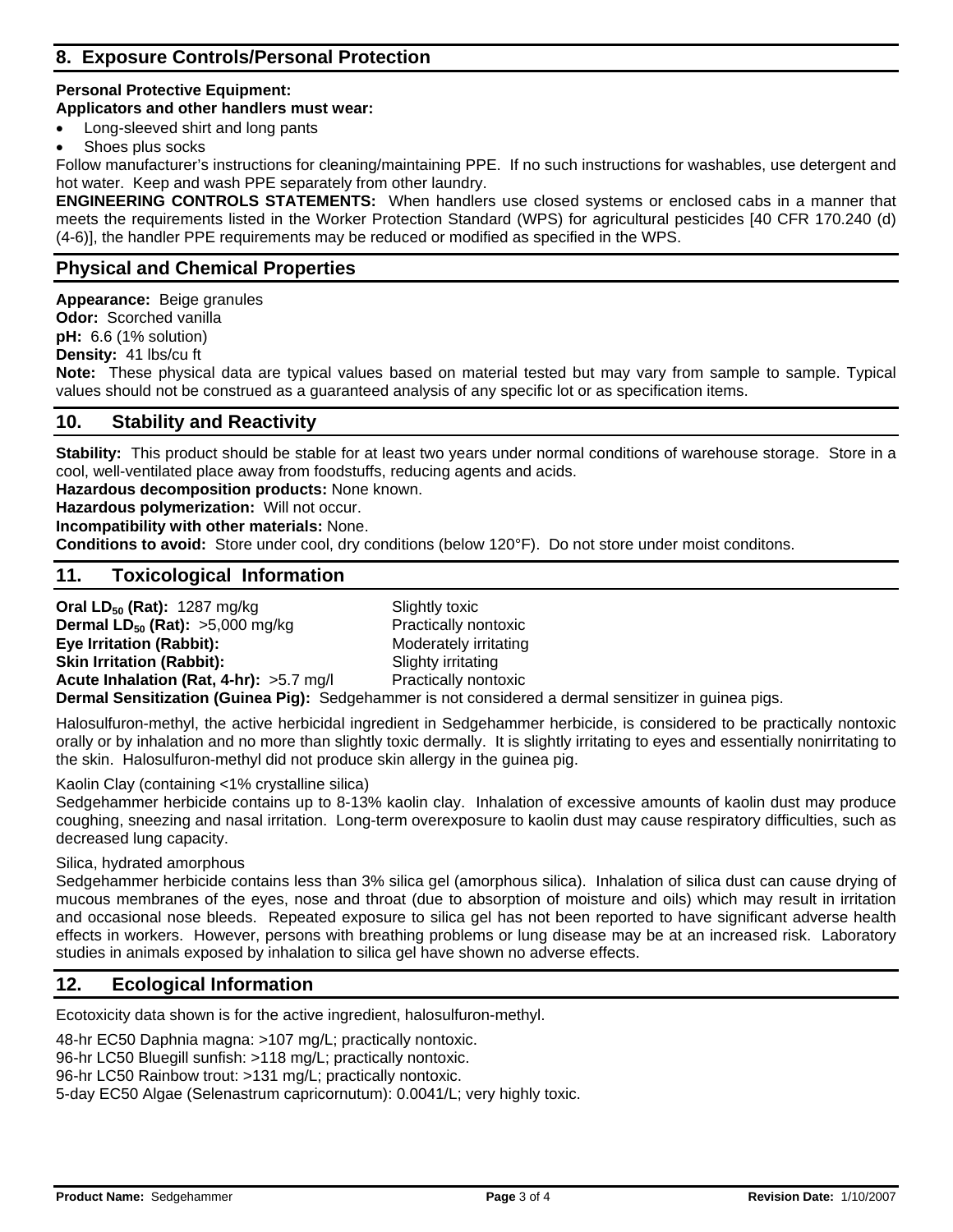## 8. Exposure Controls/Personal Protection

**Personal Protective Equipment:**
**Applicators and other handlers must wear:**

- Long-sleeved shirt and long pants
- Shoes plus socks

Follow manufacturer's instructions for cleaning/maintaining PPE. If no such instructions for washables, use detergent and hot water. Keep and wash PPE separately from other laundry.

**ENGINEERING CONTROLS STATEMENTS:** When handlers use closed systems or enclosed cabs in a manner that meets the requirements listed in the Worker Protection Standard (WPS) for agricultural pesticides [40 CFR 170.240 (d)(4-6)], the handler PPE requirements may be reduced or modified as specified in the WPS.

## Physical and Chemical Properties

**Appearance:** Beige granules
**Odor:** Scorched vanilla
**pH:** 6.6 (1% solution)
**Density:** 41 lbs/cu ft
**Note:** These physical data are typical values based on material tested but may vary from sample to sample. Typical values should not be construed as a guaranteed analysis of any specific lot or as specification items.

## 10. Stability and Reactivity

**Stability:** This product should be stable for at least two years under normal conditions of warehouse storage. Store in a cool, well-ventilated place away from foodstuffs, reducing agents and acids.
**Hazardous decomposition products:** None known.
**Hazardous polymerization:** Will not occur.
**Incompatibility with other materials:** None.
**Conditions to avoid:** Store under cool, dry conditions (below 120°F). Do not store under moist conditons.

## 11. Toxicological Information

| | |
|---|---|
| **Oral $LD_{50}$ (Rat):** 1287 mg/kg | Slightly toxic |
| **Dermal $LD_{50}$ (Rat):** >5,000 mg/kg | Practically nontoxic |
| **Eye Irritation (Rabbit):** | Moderately irritating |
| **Skin Irritation (Rabbit):** | Slighty irritating |
| **Acute Inhalation (Rat, 4-hr):** >5.7 mg/l | Practically nontoxic |

**Dermal Sensitization (Guinea Pig):** Sedgehammer is not considered a dermal sensitizer in guinea pigs.

Halosulfuron-methyl, the active herbicidal ingredient in Sedgehammer herbicide, is considered to be practically nontoxic orally or by inhalation and no more than slightly toxic dermally. It is slightly irritating to eyes and essentially nonirritating to the skin. Halosulfuron-methyl did not produce skin allergy in the guinea pig.

Kaolin Clay (containing <1% crystalline silica)
Sedgehammer herbicide contains up to 8-13% kaolin clay. Inhalation of excessive amounts of kaolin dust may produce coughing, sneezing and nasal irritation. Long-term overexposure to kaolin dust may cause respiratory difficulties, such as decreased lung capacity.

Silica, hydrated amorphous
Sedgehammer herbicide contains less than 3% silica gel (amorphous silica). Inhalation of silica dust can cause drying of mucous membranes of the eyes, nose and throat (due to absorption of moisture and oils) which may result in irritation and occasional nose bleeds. Repeated exposure to silica gel has not been reported to have significant adverse health effects in workers. However, persons with breathing problems or lung disease may be at an increased risk. Laboratory studies in animals exposed by inhalation to silica gel have shown no adverse effects.

## 12. Ecological Information

Ecotoxicity data shown is for the active ingredient, halosulfuron-methyl.

48-hr EC50 Daphnia magna: >107 mg/L; practically nontoxic.
96-hr LC50 Bluegill sunfish: >118 mg/L; practically nontoxic.
96-hr LC50 Rainbow trout: >131 mg/L; practically nontoxic.
5-day EC50 Algae (Selenastrum capricornutum): 0.0041/L; very highly toxic.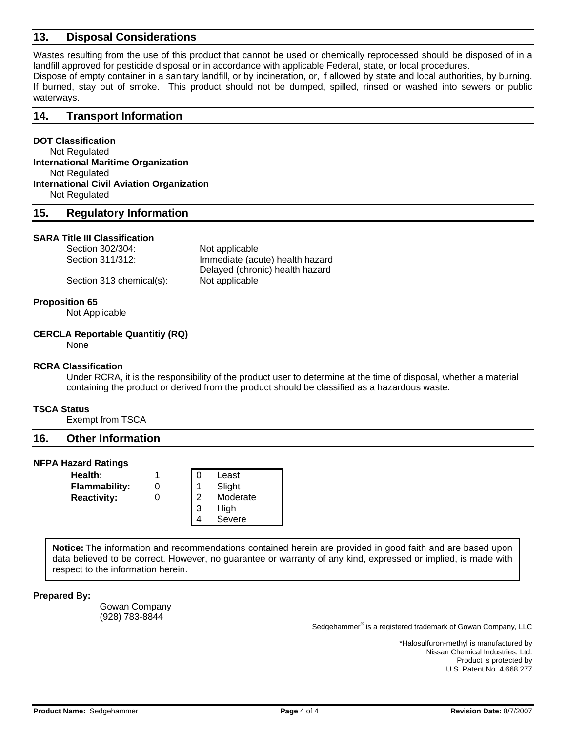## 13. Disposal Considerations

Wastes resulting from the use of this product that cannot be used or chemically reprocessed should be disposed of in a landfill approved for pesticide disposal or in accordance with applicable Federal, state, or local procedures.
Dispose of empty container in a sanitary landfill, or by incineration, or, if allowed by state and local authorities, by burning. If burned, stay out of smoke. This product should not be dumped, spilled, rinsed or washed into sewers or public waterways.

## 14. Transport Information

**DOT Classification**
Not Regulated
**International Maritime Organization**
Not Regulated
**International Civil Aviation Organization**
Not Regulated

## 15. Regulatory Information

**SARA Title III Classification**

| | |
|---|---|
| Section 302/304: | Not applicable |
| Section 311/312: | Immediate (acute) health hazard<br>Delayed (chronic) health hazard |
| Section 313 chemical(s): | Not applicable |

**Proposition 65**
Not Applicable

**CERCLA Reportable Quantitiy (RQ)**
None

**RCRA Classification**
Under RCRA, it is the responsibility of the product user to determine at the time of disposal, whether a material containing the product or derived from the product should be classified as a hazardous waste.

**TSCA Status**
Exempt from TSCA

## 16. Other Information

**NFPA Hazard Ratings**

| | |
|---|---|
| **Health:** | 1 |
| **Flammability:** | 0 |
| **Reactivity:** | 0 |

| | |
|---|---|
| 0 | Least |
| 1 | Slight |
| 2 | Moderate |
| 3 | High |
| 4 | Severe |

**Notice:** The information and recommendations contained herein are provided in good faith and are based upon data believed to be correct. However, no guarantee or warranty of any kind, expressed or implied, is made with respect to the information herein.

**Prepared By:**
Gowan Company
(928) 783-8844

Sedgehammer® is a registered trademark of Gowan Company, LLC

*Halosulfuron-methyl is manufactured by
Nissan Chemical Industries, Ltd.
Product is protected by
U.S. Patent No. 4,668,277